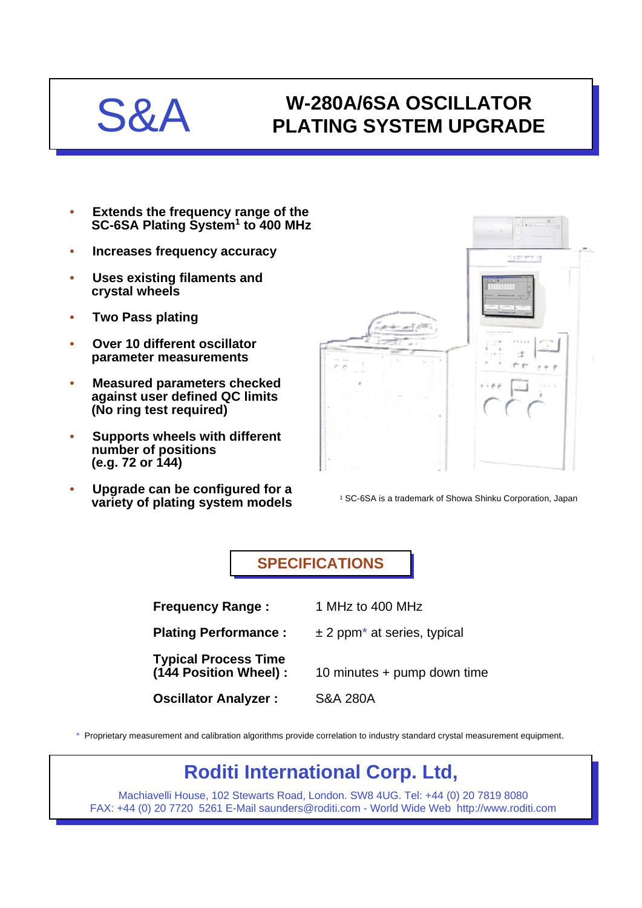# S&A

# W-280A/6SA OSCILLATOR PLATING SYSTEM UPGRADE

- **Extends the frequency range of the SC-6SA Plating System[1] to 400 MHz**
- **Increases frequency accuracy**
- **Uses existing filaments and crystal wheels**
- **Two Pass plating**
- **Over 10 different oscillator parameter measurements**
- **Measured parameters checked against user defined QC limits (No ring test required)**
- **Supports wheels with different number of positions (e.g. 72 or 144)**
- **Upgrade can be configured for a variety of plating system models**

[1] SC-6SA is a trademark of Showa Shinku Corporation, Japan

## SPECIFICATIONS

| | |
|---|---|
| **Frequency Range :** | 1 MHz to 400 MHz |
| **Plating Performance :** | ± 2 ppm* at series, typical |
| **Typical Process Time (144 Position Wheel) :** | 10 minutes + pump down time |
| **Oscillator Analyzer :** | S&A 280A |

\* Proprietary measurement and calibration algorithms provide correlation to industry standard crystal measurement equipment.

## Roditi International Corp. Ltd,

Machiavelli House, 102 Stewarts Road, London. SW8 4UG. Tel: +44 (0) 20 7819 8080
FAX: +44 (0) 20 7720 5261 E-Mail saunders@roditi.com - World Wide Web http://www.roditi.com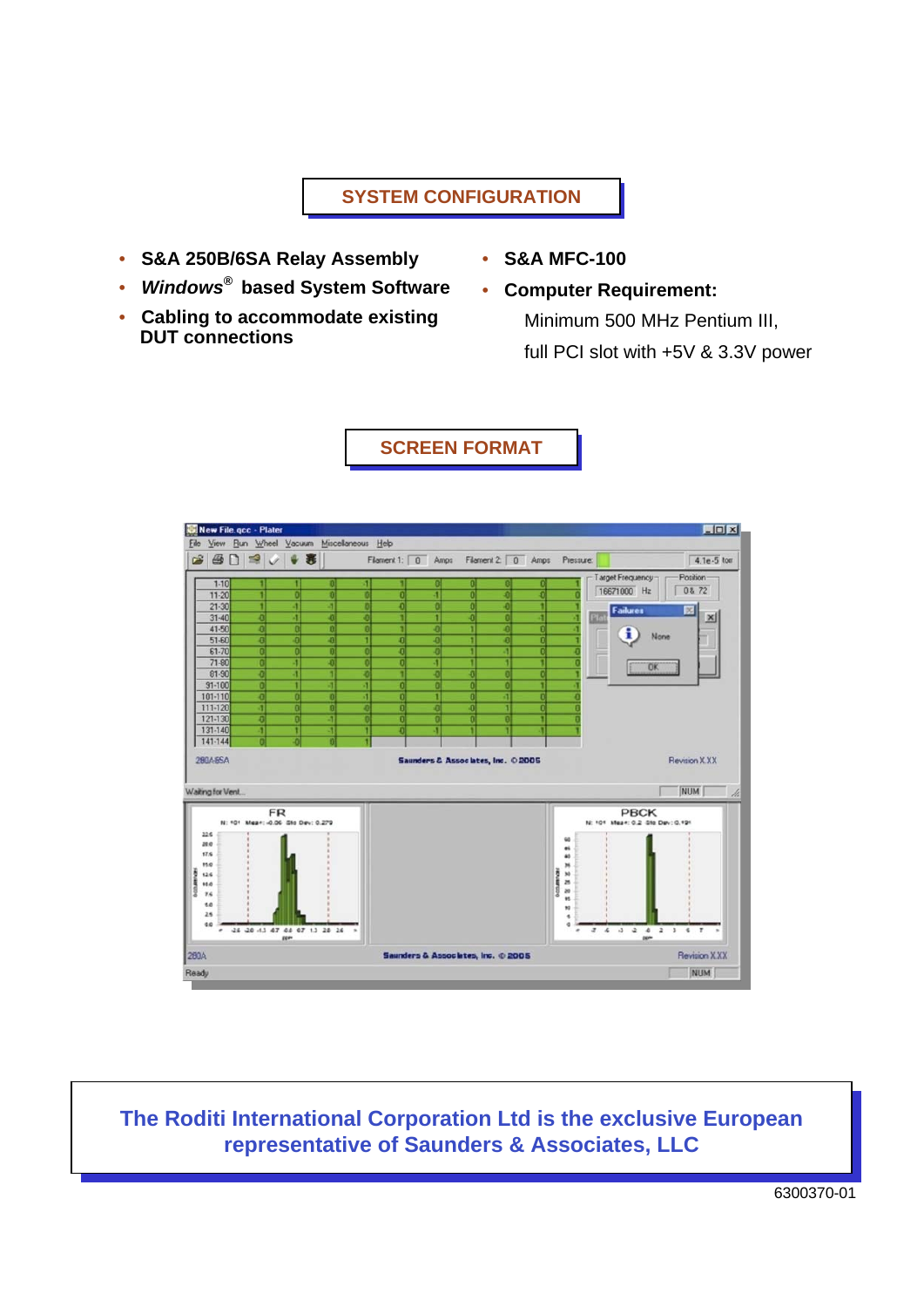## SYSTEM CONFIGURATION

- **S&A 250B/6SA Relay Assembly**
- ***Windows*® based System Software**
- **Cabling to accommodate existing DUT connections**
- **S&A MFC-100**
- **Computer Requirement:**

  Minimum 500 MHz Pentium III,

  full PCI slot with +5V & 3.3V power

## SCREEN FORMAT

**The Roditi International Corporation Ltd is the exclusive European representative of Saunders & Associates, LLC**

6300370-01